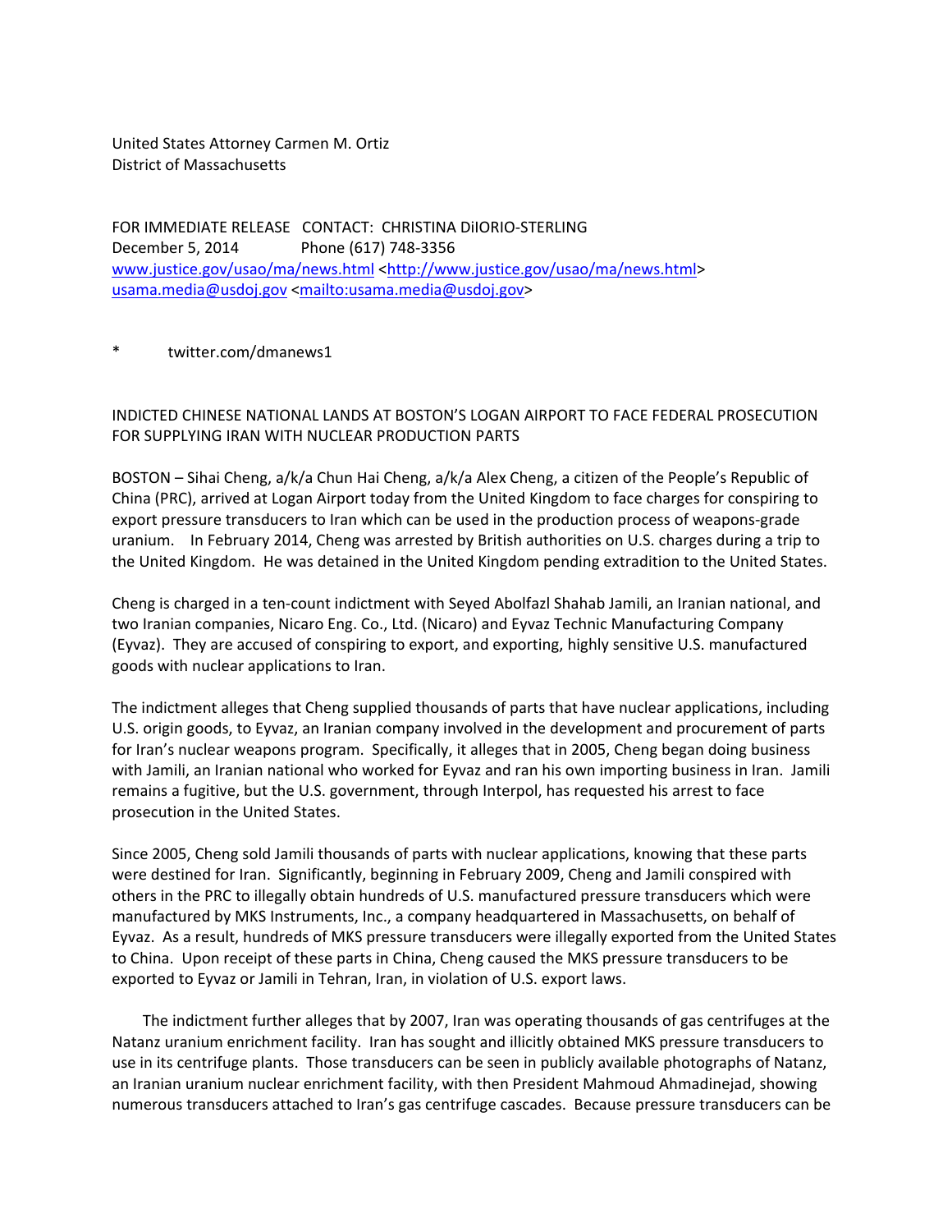United States Attorney Carmen M. Ortiz
District of Massachusetts

FOR IMMEDIATE RELEASE CONTACT: CHRISTINA DiIORIO-STERLING
December 5, 2014 Phone (617) 748-3356
www.justice.gov/usao/ma/news.html <http://www.justice.gov/usao/ma/news.html>
usama.media@usdoj.gov <mailto:usama.media@usdoj.gov>

* twitter.com/dmanews1

INDICTED CHINESE NATIONAL LANDS AT BOSTON'S LOGAN AIRPORT TO FACE FEDERAL PROSECUTION FOR SUPPLYING IRAN WITH NUCLEAR PRODUCTION PARTS

BOSTON – Sihai Cheng, a/k/a Chun Hai Cheng, a/k/a Alex Cheng, a citizen of the People's Republic of China (PRC), arrived at Logan Airport today from the United Kingdom to face charges for conspiring to export pressure transducers to Iran which can be used in the production process of weapons-grade uranium. In February 2014, Cheng was arrested by British authorities on U.S. charges during a trip to the United Kingdom. He was detained in the United Kingdom pending extradition to the United States.

Cheng is charged in a ten-count indictment with Seyed Abolfazl Shahab Jamili, an Iranian national, and two Iranian companies, Nicaro Eng. Co., Ltd. (Nicaro) and Eyvaz Technic Manufacturing Company (Eyvaz). They are accused of conspiring to export, and exporting, highly sensitive U.S. manufactured goods with nuclear applications to Iran.

The indictment alleges that Cheng supplied thousands of parts that have nuclear applications, including U.S. origin goods, to Eyvaz, an Iranian company involved in the development and procurement of parts for Iran's nuclear weapons program. Specifically, it alleges that in 2005, Cheng began doing business with Jamili, an Iranian national who worked for Eyvaz and ran his own importing business in Iran. Jamili remains a fugitive, but the U.S. government, through Interpol, has requested his arrest to face prosecution in the United States.

Since 2005, Cheng sold Jamili thousands of parts with nuclear applications, knowing that these parts were destined for Iran. Significantly, beginning in February 2009, Cheng and Jamili conspired with others in the PRC to illegally obtain hundreds of U.S. manufactured pressure transducers which were manufactured by MKS Instruments, Inc., a company headquartered in Massachusetts, on behalf of Eyvaz. As a result, hundreds of MKS pressure transducers were illegally exported from the United States to China. Upon receipt of these parts in China, Cheng caused the MKS pressure transducers to be exported to Eyvaz or Jamili in Tehran, Iran, in violation of U.S. export laws.

The indictment further alleges that by 2007, Iran was operating thousands of gas centrifuges at the Natanz uranium enrichment facility. Iran has sought and illicitly obtained MKS pressure transducers to use in its centrifuge plants. Those transducers can be seen in publicly available photographs of Natanz, an Iranian uranium nuclear enrichment facility, with then President Mahmoud Ahmadinejad, showing numerous transducers attached to Iran's gas centrifuge cascades. Because pressure transducers can be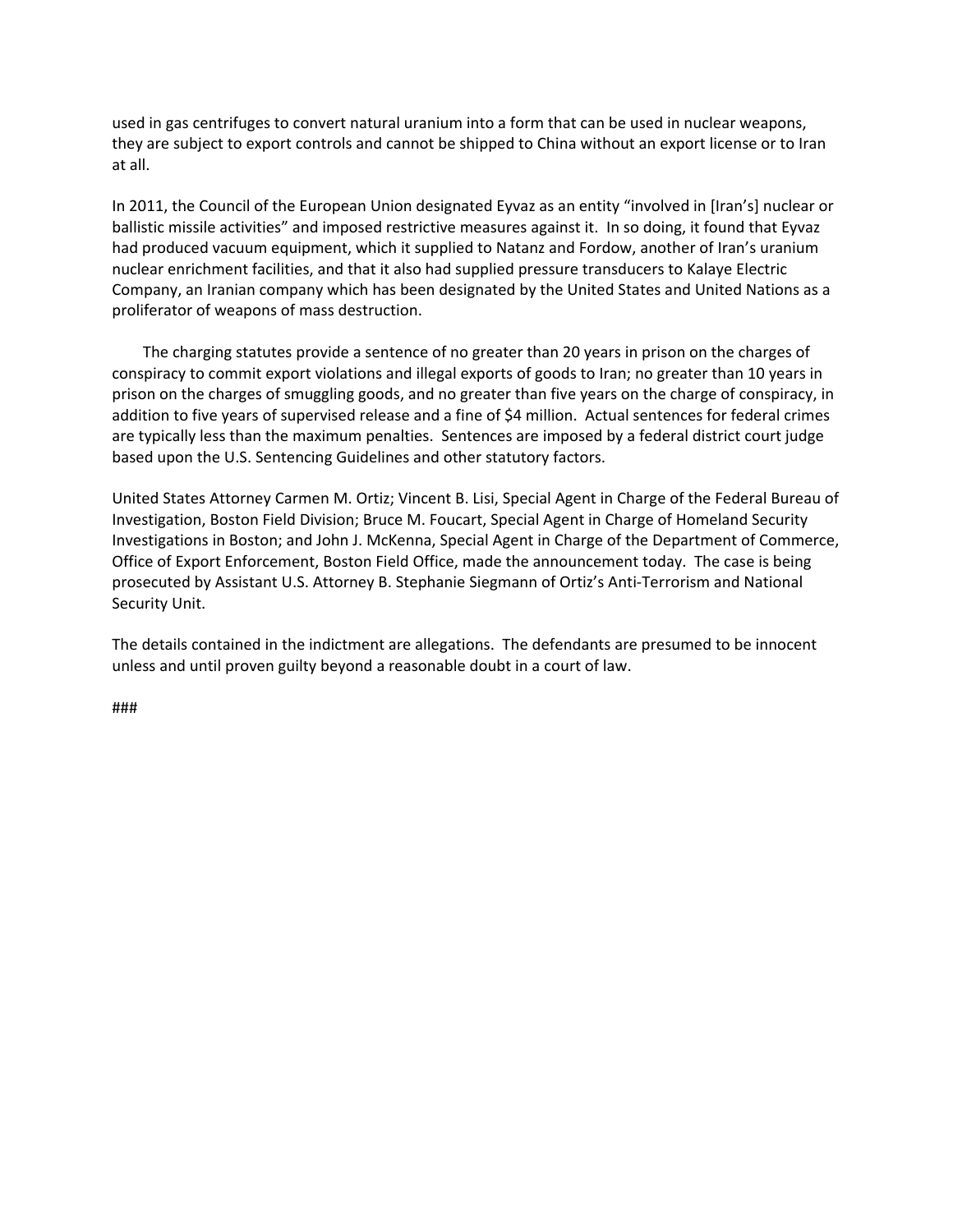used in gas centrifuges to convert natural uranium into a form that can be used in nuclear weapons, they are subject to export controls and cannot be shipped to China without an export license or to Iran at all.

In 2011, the Council of the European Union designated Eyvaz as an entity "involved in [Iran's] nuclear or ballistic missile activities" and imposed restrictive measures against it. In so doing, it found that Eyvaz had produced vacuum equipment, which it supplied to Natanz and Fordow, another of Iran's uranium nuclear enrichment facilities, and that it also had supplied pressure transducers to Kalaye Electric Company, an Iranian company which has been designated by the United States and United Nations as a proliferator of weapons of mass destruction.

The charging statutes provide a sentence of no greater than 20 years in prison on the charges of conspiracy to commit export violations and illegal exports of goods to Iran; no greater than 10 years in prison on the charges of smuggling goods, and no greater than five years on the charge of conspiracy, in addition to five years of supervised release and a fine of $4 million. Actual sentences for federal crimes are typically less than the maximum penalties. Sentences are imposed by a federal district court judge based upon the U.S. Sentencing Guidelines and other statutory factors.

United States Attorney Carmen M. Ortiz; Vincent B. Lisi, Special Agent in Charge of the Federal Bureau of Investigation, Boston Field Division; Bruce M. Foucart, Special Agent in Charge of Homeland Security Investigations in Boston; and John J. McKenna, Special Agent in Charge of the Department of Commerce, Office of Export Enforcement, Boston Field Office, made the announcement today. The case is being prosecuted by Assistant U.S. Attorney B. Stephanie Siegmann of Ortiz's Anti-Terrorism and National Security Unit.

The details contained in the indictment are allegations. The defendants are presumed to be innocent unless and until proven guilty beyond a reasonable doubt in a court of law.

###